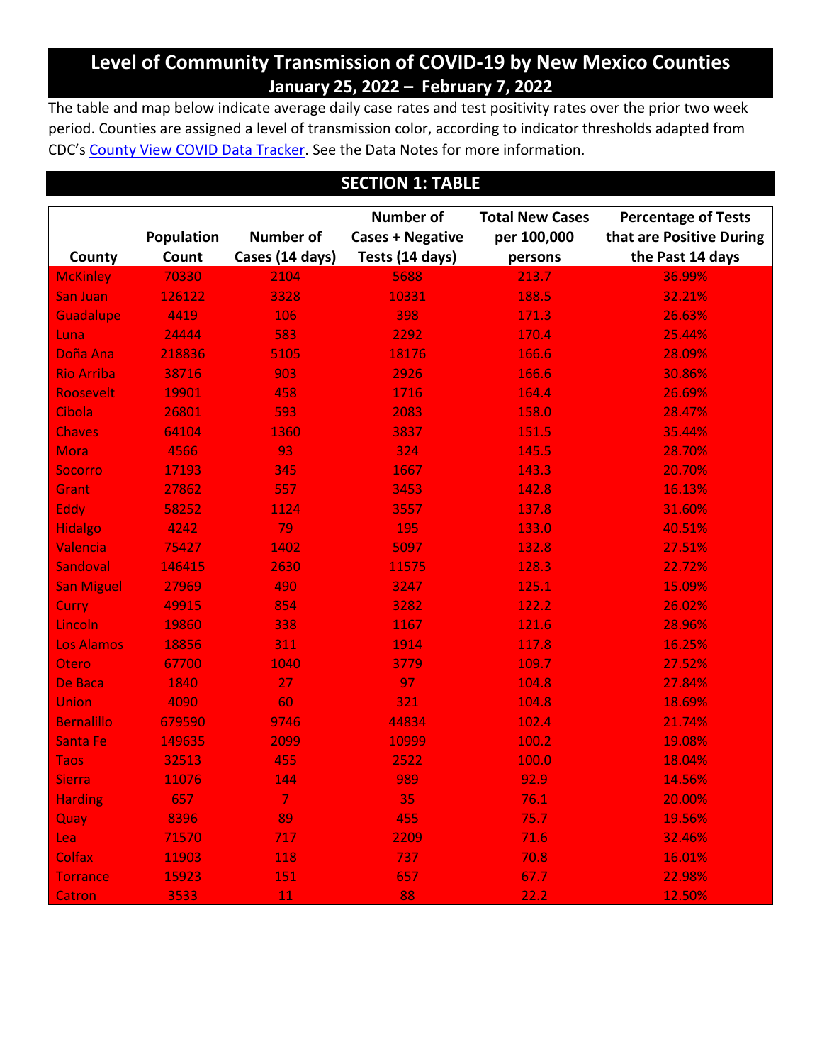# Level of Community Transmission of COVID-19 by New Mexico Counties

## January 25, 2022 – February 7, 2022

The table and map below indicate average daily case rates and test positivity rates over the prior two week period. Counties are assigned a level of transmission color, according to indicator thresholds adapted from CDC's County View COVID Data Tracker. See the Data Notes for more information.

## SECTION 1: TABLE

| County | Population Count | Number of Cases (14 days) | Number of Cases + Negative Tests (14 days) | Total New Cases per 100,000 persons | Percentage of Tests that are Positive During the Past 14 days |
|---|---|---|---|---|---|
| McKinley | 70330 | 2104 | 5688 | 213.7 | 36.99% |
| San Juan | 126122 | 3328 | 10331 | 188.5 | 32.21% |
| Guadalupe | 4419 | 106 | 398 | 171.3 | 26.63% |
| Luna | 24444 | 583 | 2292 | 170.4 | 25.44% |
| Doña Ana | 218836 | 5105 | 18176 | 166.6 | 28.09% |
| Rio Arriba | 38716 | 903 | 2926 | 166.6 | 30.86% |
| Roosevelt | 19901 | 458 | 1716 | 164.4 | 26.69% |
| Cibola | 26801 | 593 | 2083 | 158.0 | 28.47% |
| Chaves | 64104 | 1360 | 3837 | 151.5 | 35.44% |
| Mora | 4566 | 93 | 324 | 145.5 | 28.70% |
| Socorro | 17193 | 345 | 1667 | 143.3 | 20.70% |
| Grant | 27862 | 557 | 3453 | 142.8 | 16.13% |
| Eddy | 58252 | 1124 | 3557 | 137.8 | 31.60% |
| Hidalgo | 4242 | 79 | 195 | 133.0 | 40.51% |
| Valencia | 75427 | 1402 | 5097 | 132.8 | 27.51% |
| Sandoval | 146415 | 2630 | 11575 | 128.3 | 22.72% |
| San Miguel | 27969 | 490 | 3247 | 125.1 | 15.09% |
| Curry | 49915 | 854 | 3282 | 122.2 | 26.02% |
| Lincoln | 19860 | 338 | 1167 | 121.6 | 28.96% |
| Los Alamos | 18856 | 311 | 1914 | 117.8 | 16.25% |
| Otero | 67700 | 1040 | 3779 | 109.7 | 27.52% |
| De Baca | 1840 | 27 | 97 | 104.8 | 27.84% |
| Union | 4090 | 60 | 321 | 104.8 | 18.69% |
| Bernalillo | 679590 | 9746 | 44834 | 102.4 | 21.74% |
| Santa Fe | 149635 | 2099 | 10999 | 100.2 | 19.08% |
| Taos | 32513 | 455 | 2522 | 100.0 | 18.04% |
| Sierra | 11076 | 144 | 989 | 92.9 | 14.56% |
| Harding | 657 | 7 | 35 | 76.1 | 20.00% |
| Quay | 8396 | 89 | 455 | 75.7 | 19.56% |
| Lea | 71570 | 717 | 2209 | 71.6 | 32.46% |
| Colfax | 11903 | 118 | 737 | 70.8 | 16.01% |
| Torrance | 15923 | 151 | 657 | 67.7 | 22.98% |
| Catron | 3533 | 11 | 88 | 22.2 | 12.50% |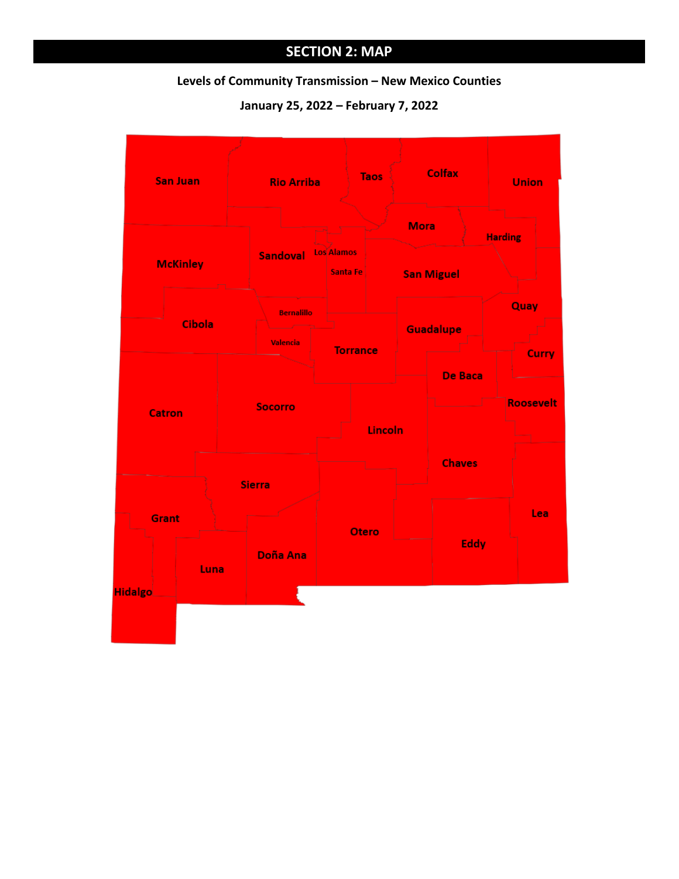## SECTION 2: MAP

**Levels of Community Transmission – New Mexico Counties**

**January 25, 2022 – February 7, 2022**

San Juan
Rio Arriba
Taos
Colfax
Union
Mora
Harding
McKinley
Sandoval
Los Alamos
Santa Fe
San Miguel
Quay
Cibola
Bernalillo
Valencia
Torrance
Guadalupe
Curry
De Baca
Roosevelt
Catron
Socorro
Lincoln
Chaves
Sierra
Grant
Otero
Lea
Eddy
Luna
Doña Ana
Hidalgo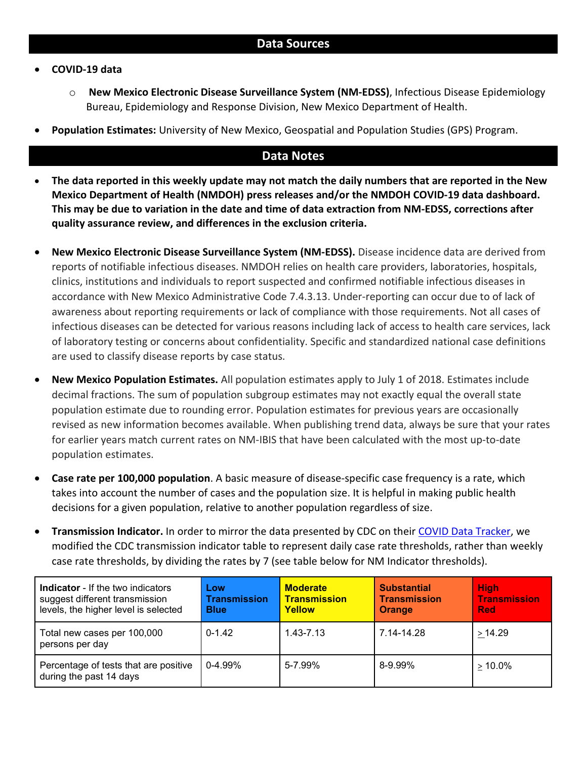## Data Sources

- **COVID-19 data**
  - **New Mexico Electronic Disease Surveillance System (NM-EDSS)**, Infectious Disease Epidemiology Bureau, Epidemiology and Response Division, New Mexico Department of Health.
- **Population Estimates:** University of New Mexico, Geospatial and Population Studies (GPS) Program.

## Data Notes

- **The data reported in this weekly update may not match the daily numbers that are reported in the New Mexico Department of Health (NMDOH) press releases and/or the NMDOH COVID-19 data dashboard. This may be due to variation in the date and time of data extraction from NM-EDSS, corrections after quality assurance review, and differences in the exclusion criteria.**

- **New Mexico Electronic Disease Surveillance System (NM-EDSS).** Disease incidence data are derived from reports of notifiable infectious diseases. NMDOH relies on health care providers, laboratories, hospitals, clinics, institutions and individuals to report suspected and confirmed notifiable infectious diseases in accordance with New Mexico Administrative Code 7.4.3.13. Under-reporting can occur due to of lack of awareness about reporting requirements or lack of compliance with those requirements. Not all cases of infectious diseases can be detected for various reasons including lack of access to health care services, lack of laboratory testing or concerns about confidentiality. Specific and standardized national case definitions are used to classify disease reports by case status.

- **New Mexico Population Estimates.** All population estimates apply to July 1 of 2018. Estimates include decimal fractions. The sum of population subgroup estimates may not exactly equal the overall state population estimate due to rounding error. Population estimates for previous years are occasionally revised as new information becomes available. When publishing trend data, always be sure that your rates for earlier years match current rates on NM-IBIS that have been calculated with the most up-to-date population estimates.

- **Case rate per 100,000 population**. A basic measure of disease-specific case frequency is a rate, which takes into account the number of cases and the population size. It is helpful in making public health decisions for a given population, relative to another population regardless of size.

- **Transmission Indicator.** In order to mirror the data presented by CDC on their COVID Data Tracker, we modified the CDC transmission indicator table to represent daily case rate thresholds, rather than weekly case rate thresholds, by dividing the rates by 7 (see table below for NM Indicator thresholds).

| **Indicator** - If the two indicators suggest different transmission levels, the higher level is selected | **Low Transmission Blue** | **Moderate Transmission Yellow** | **Substantial Transmission Orange** | **High Transmission Red** |
|---|---|---|---|---|
| Total new cases per 100,000 persons per day | 0-1.42 | 1.43-7.13 | 7.14-14.28 | ≥ 14.29 |
| Percentage of tests that are positive during the past 14 days | 0-4.99% | 5-7.99% | 8-9.99% | ≥ 10.0% |